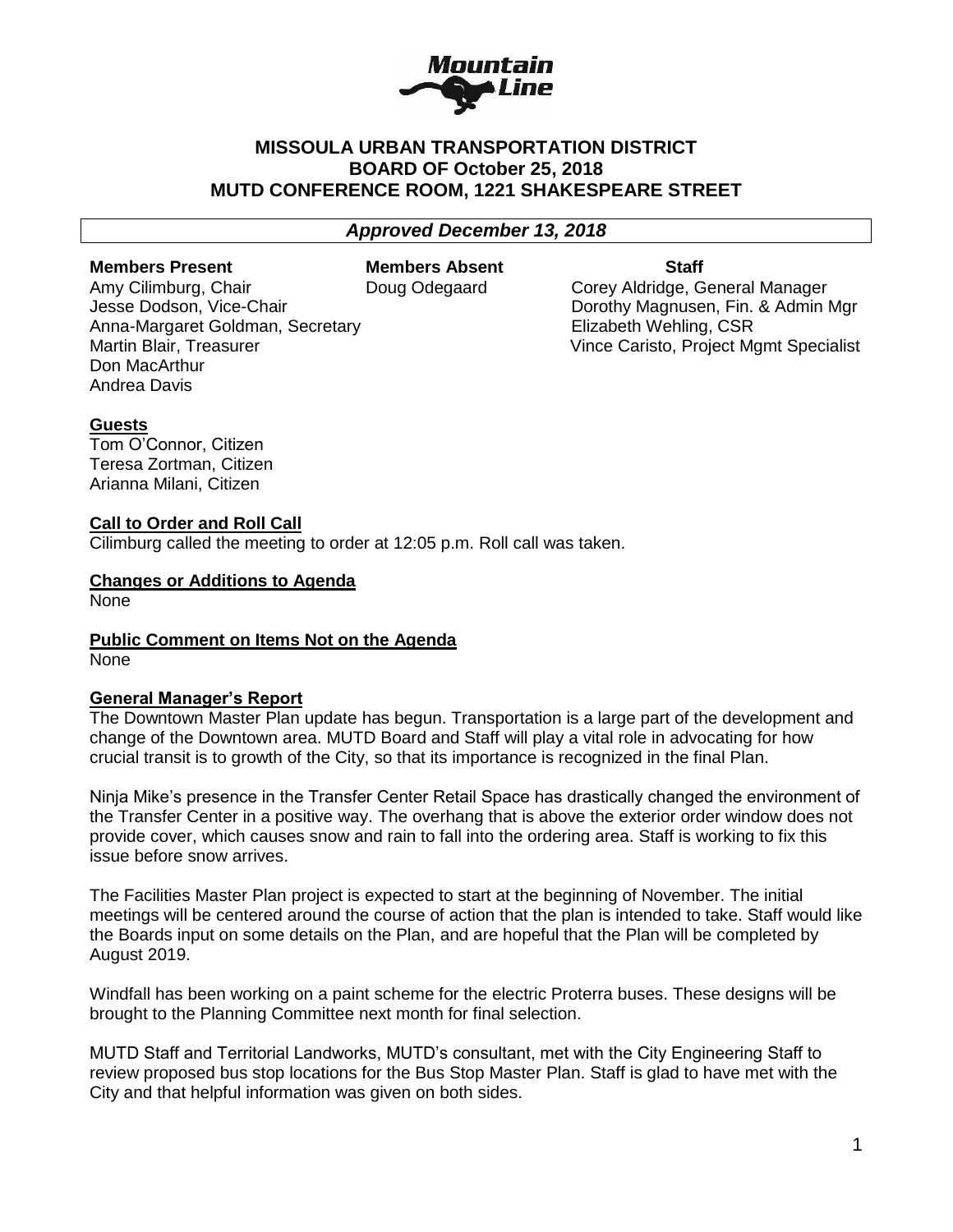# MISSOULA URBAN TRANSPORTATION DISTRICT
## BOARD OF October 25, 2018
## MUTD CONFERENCE ROOM, 1221 SHAKESPEARE STREET

***Approved December 13, 2018***

| Members Present | Members Absent | Staff |
|---|---|---|
| Amy Cilimburg, Chair | Doug Odegaard | Corey Aldridge, General Manager |
| Jesse Dodson, Vice-Chair | | Dorothy Magnusen, Fin. & Admin Mgr |
| Anna-Margaret Goldman, Secretary | | Elizabeth Wehling, CSR |
| Martin Blair, Treasurer | | Vince Caristo, Project Mgmt Specialist |
| Don MacArthur | | |
| Andrea Davis | | |

**Guests**

Tom O'Connor, Citizen
Teresa Zortman, Citizen
Arianna Milani, Citizen

**Call to Order and Roll Call**

Cilimburg called the meeting to order at 12:05 p.m. Roll call was taken.

**Changes or Additions to Agenda**

None

**Public Comment on Items Not on the Agenda**

None

**General Manager's Report**

The Downtown Master Plan update has begun. Transportation is a large part of the development and change of the Downtown area. MUTD Board and Staff will play a vital role in advocating for how crucial transit is to growth of the City, so that its importance is recognized in the final Plan.

Ninja Mike's presence in the Transfer Center Retail Space has drastically changed the environment of the Transfer Center in a positive way. The overhang that is above the exterior order window does not provide cover, which causes snow and rain to fall into the ordering area. Staff is working to fix this issue before snow arrives.

The Facilities Master Plan project is expected to start at the beginning of November. The initial meetings will be centered around the course of action that the plan is intended to take. Staff would like the Boards input on some details on the Plan, and are hopeful that the Plan will be completed by August 2019.

Windfall has been working on a paint scheme for the electric Proterra buses. These designs will be brought to the Planning Committee next month for final selection.

MUTD Staff and Territorial Landworks, MUTD's consultant, met with the City Engineering Staff to review proposed bus stop locations for the Bus Stop Master Plan. Staff is glad to have met with the City and that helpful information was given on both sides.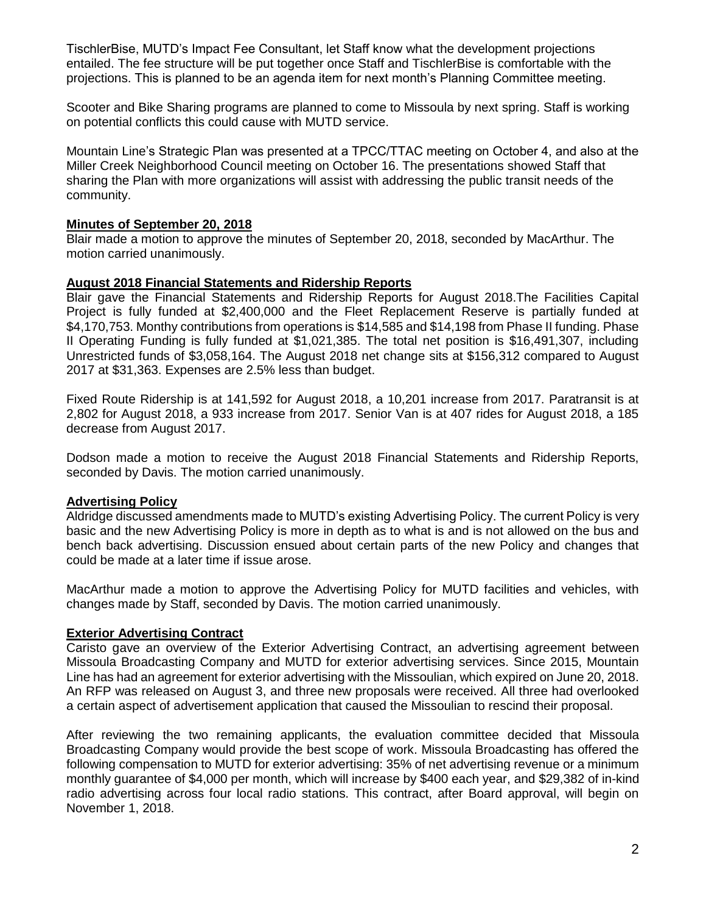TischlerBise, MUTD's Impact Fee Consultant, let Staff know what the development projections entailed. The fee structure will be put together once Staff and TischlerBise is comfortable with the projections. This is planned to be an agenda item for next month's Planning Committee meeting.

Scooter and Bike Sharing programs are planned to come to Missoula by next spring. Staff is working on potential conflicts this could cause with MUTD service.

Mountain Line's Strategic Plan was presented at a TPCC/TTAC meeting on October 4, and also at the Miller Creek Neighborhood Council meeting on October 16. The presentations showed Staff that sharing the Plan with more organizations will assist with addressing the public transit needs of the community.

**Minutes of September 20, 2018**

Blair made a motion to approve the minutes of September 20, 2018, seconded by MacArthur. The motion carried unanimously.

**August 2018 Financial Statements and Ridership Reports**

Blair gave the Financial Statements and Ridership Reports for August 2018.The Facilities Capital Project is fully funded at $2,400,000 and the Fleet Replacement Reserve is partially funded at $4,170,753. Monthy contributions from operations is $14,585 and $14,198 from Phase II funding. Phase II Operating Funding is fully funded at $1,021,385. The total net position is $16,491,307, including Unrestricted funds of $3,058,164. The August 2018 net change sits at $156,312 compared to August 2017 at $31,363. Expenses are 2.5% less than budget.

Fixed Route Ridership is at 141,592 for August 2018, a 10,201 increase from 2017. Paratransit is at 2,802 for August 2018, a 933 increase from 2017. Senior Van is at 407 rides for August 2018, a 185 decrease from August 2017.

Dodson made a motion to receive the August 2018 Financial Statements and Ridership Reports, seconded by Davis. The motion carried unanimously.

**Advertising Policy**

Aldridge discussed amendments made to MUTD's existing Advertising Policy. The current Policy is very basic and the new Advertising Policy is more in depth as to what is and is not allowed on the bus and bench back advertising. Discussion ensued about certain parts of the new Policy and changes that could be made at a later time if issue arose.

MacArthur made a motion to approve the Advertising Policy for MUTD facilities and vehicles, with changes made by Staff, seconded by Davis. The motion carried unanimously.

**Exterior Advertising Contract**

Caristo gave an overview of the Exterior Advertising Contract, an advertising agreement between Missoula Broadcasting Company and MUTD for exterior advertising services. Since 2015, Mountain Line has had an agreement for exterior advertising with the Missoulian, which expired on June 20, 2018. An RFP was released on August 3, and three new proposals were received. All three had overlooked a certain aspect of advertisement application that caused the Missoulian to rescind their proposal.

After reviewing the two remaining applicants, the evaluation committee decided that Missoula Broadcasting Company would provide the best scope of work. Missoula Broadcasting has offered the following compensation to MUTD for exterior advertising: 35% of net advertising revenue or a minimum monthly guarantee of $4,000 per month, which will increase by $400 each year, and $29,382 of in-kind radio advertising across four local radio stations. This contract, after Board approval, will begin on November 1, 2018.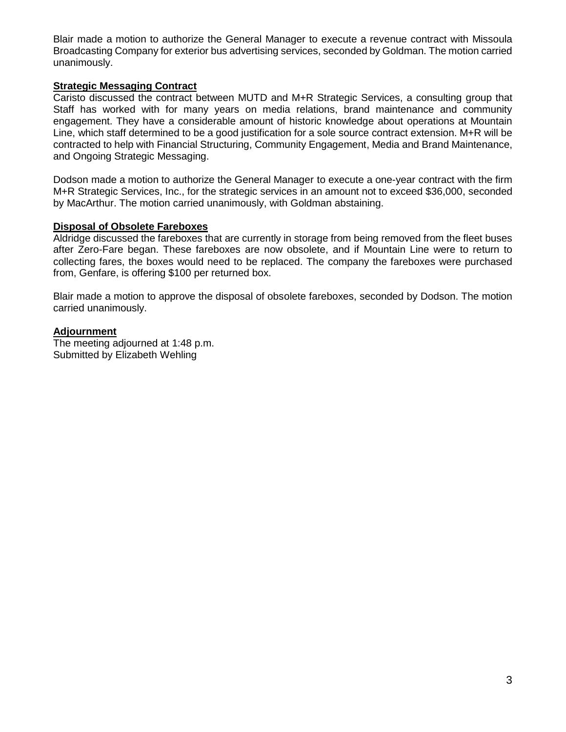Blair made a motion to authorize the General Manager to execute a revenue contract with Missoula Broadcasting Company for exterior bus advertising services, seconded by Goldman. The motion carried unanimously.

## Strategic Messaging Contract

Caristo discussed the contract between MUTD and M+R Strategic Services, a consulting group that Staff has worked with for many years on media relations, brand maintenance and community engagement. They have a considerable amount of historic knowledge about operations at Mountain Line, which staff determined to be a good justification for a sole source contract extension. M+R will be contracted to help with Financial Structuring, Community Engagement, Media and Brand Maintenance, and Ongoing Strategic Messaging.

Dodson made a motion to authorize the General Manager to execute a one-year contract with the firm M+R Strategic Services, Inc., for the strategic services in an amount not to exceed $36,000, seconded by MacArthur. The motion carried unanimously, with Goldman abstaining.

## Disposal of Obsolete Fareboxes

Aldridge discussed the fareboxes that are currently in storage from being removed from the fleet buses after Zero-Fare began. These fareboxes are now obsolete, and if Mountain Line were to return to collecting fares, the boxes would need to be replaced. The company the fareboxes were purchased from, Genfare, is offering $100 per returned box.

Blair made a motion to approve the disposal of obsolete fareboxes, seconded by Dodson. The motion carried unanimously.

## Adjournment

The meeting adjourned at 1:48 p.m.
Submitted by Elizabeth Wehling